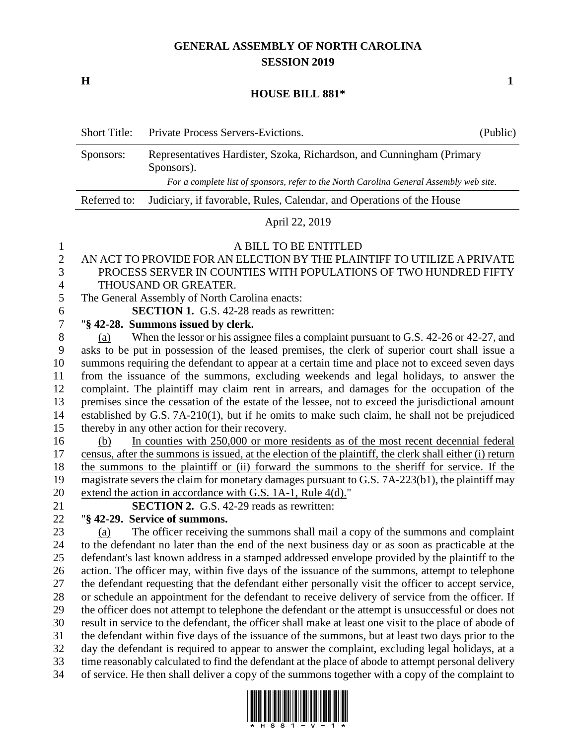# GENERAL ASSEMBLY OF NORTH CAROLINA
## SESSION 2019

**H** **1**

## HOUSE BILL 881*

| | | |
|---|---|---|
| Short Title: | Private Process Servers-Evictions. | (Public) |
| Sponsors: | Representatives Hardister, Szoka, Richardson, and Cunningham (Primary Sponsors). *For a complete list of sponsors, refer to the North Carolina General Assembly web site.* | |
| Referred to: | Judiciary, if favorable, Rules, Calendar, and Operations of the House | |

April 22, 2019

A BILL TO BE ENTITLED

AN ACT TO PROVIDE FOR AN ELECTION BY THE PLAINTIFF TO UTILIZE A PRIVATE PROCESS SERVER IN COUNTIES WITH POPULATIONS OF TWO HUNDRED FIFTY THOUSAND OR GREATER.

The General Assembly of North Carolina enacts:

**SECTION 1.** G.S. 42-28 reads as rewritten:

"**§ 42-28. Summons issued by clerk.**

(a) When the lessor or his assignee files a complaint pursuant to G.S. 42-26 or 42-27, and asks to be put in possession of the leased premises, the clerk of superior court shall issue a summons requiring the defendant to appear at a certain time and place not to exceed seven days from the issuance of the summons, excluding weekends and legal holidays, to answer the complaint. The plaintiff may claim rent in arrears, and damages for the occupation of the premises since the cessation of the estate of the lessee, not to exceed the jurisdictional amount established by G.S. 7A-210(1), but if he omits to make such claim, he shall not be prejudiced thereby in any other action for their recovery.

(b) In counties with 250,000 or more residents as of the most recent decennial federal census, after the summons is issued, at the election of the plaintiff, the clerk shall either (i) return the summons to the plaintiff or (ii) forward the summons to the sheriff for service. If the magistrate severs the claim for monetary damages pursuant to G.S. 7A-223(b1), the plaintiff may extend the action in accordance with G.S. 1A-1, Rule 4(d)."

**SECTION 2.** G.S. 42-29 reads as rewritten:

"**§ 42-29. Service of summons.**

(a) The officer receiving the summons shall mail a copy of the summons and complaint to the defendant no later than the end of the next business day or as soon as practicable at the defendant's last known address in a stamped addressed envelope provided by the plaintiff to the action. The officer may, within five days of the issuance of the summons, attempt to telephone the defendant requesting that the defendant either personally visit the officer to accept service, or schedule an appointment for the defendant to receive delivery of service from the officer. If the officer does not attempt to telephone the defendant or the attempt is unsuccessful or does not result in service to the defendant, the officer shall make at least one visit to the place of abode of the defendant within five days of the issuance of the summons, but at least two days prior to the day the defendant is required to appear to answer the complaint, excluding legal holidays, at a time reasonably calculated to find the defendant at the place of abode to attempt personal delivery of service. He then shall deliver a copy of the summons together with a copy of the complaint to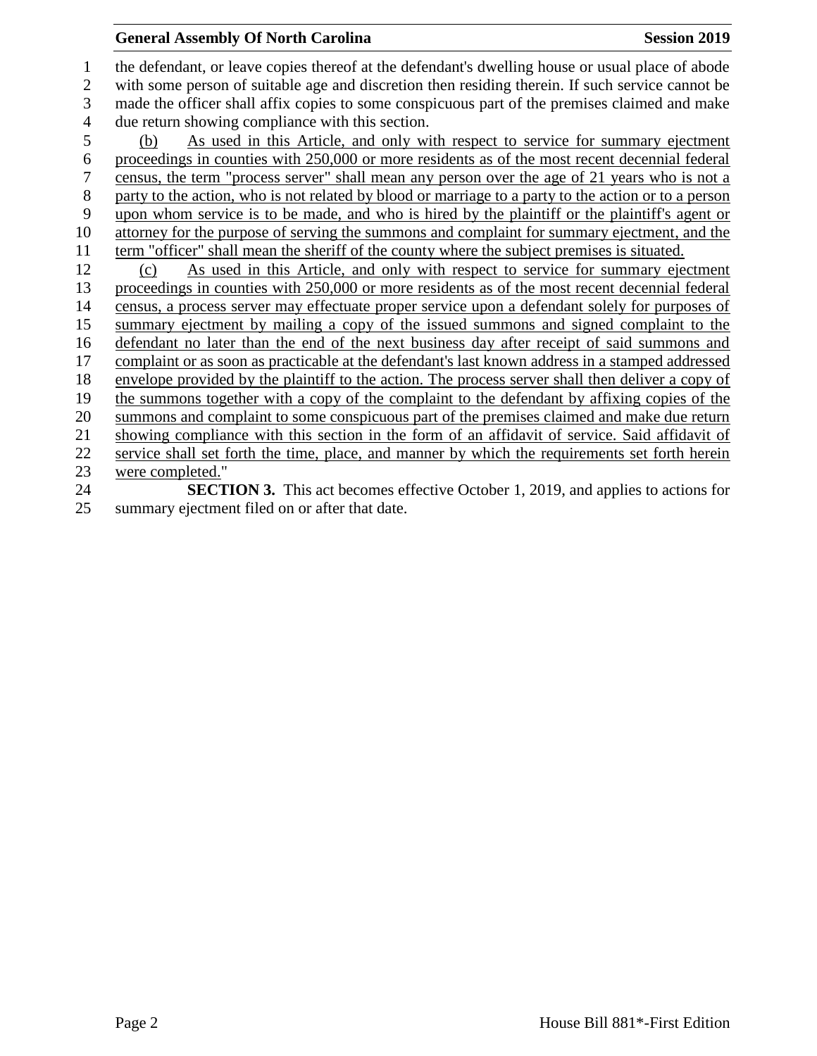the defendant, or leave copies thereof at the defendant's dwelling house or usual place of abode with some person of suitable age and discretion then residing therein. If such service cannot be made the officer shall affix copies to some conspicuous part of the premises claimed and make due return showing compliance with this section.

(b) As used in this Article, and only with respect to service for summary ejectment proceedings in counties with 250,000 or more residents as of the most recent decennial federal census, the term "process server" shall mean any person over the age of 21 years who is not a party to the action, who is not related by blood or marriage to a party to the action or to a person upon whom service is to be made, and who is hired by the plaintiff or the plaintiff's agent or attorney for the purpose of serving the summons and complaint for summary ejectment, and the term "officer" shall mean the sheriff of the county where the subject premises is situated.

(c) As used in this Article, and only with respect to service for summary ejectment proceedings in counties with 250,000 or more residents as of the most recent decennial federal census, a process server may effectuate proper service upon a defendant solely for purposes of summary ejectment by mailing a copy of the issued summons and signed complaint to the defendant no later than the end of the next business day after receipt of said summons and complaint or as soon as practicable at the defendant's last known address in a stamped addressed envelope provided by the plaintiff to the action. The process server shall then deliver a copy of the summons together with a copy of the complaint to the defendant by affixing copies of the summons and complaint to some conspicuous part of the premises claimed and make due return showing compliance with this section in the form of an affidavit of service. Said affidavit of service shall set forth the time, place, and manner by which the requirements set forth herein were completed."

**SECTION 3.** This act becomes effective October 1, 2019, and applies to actions for summary ejectment filed on or after that date.